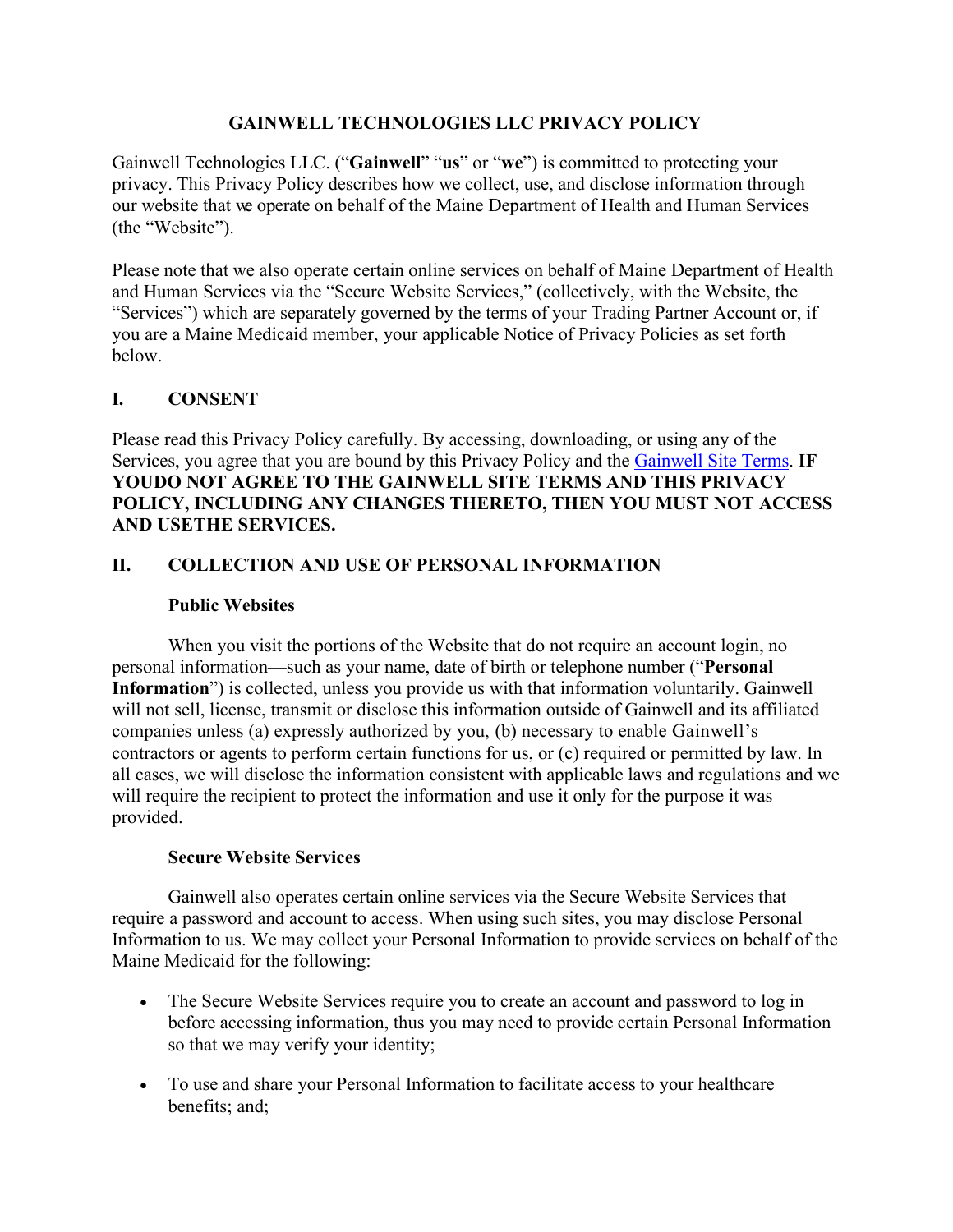# GAINWELL TECHNOLOGIES LLC PRIVACY POLICY

Gainwell Technologies LLC. ("**Gainwell**" "**us**" or "**we**") is committed to protecting your privacy. This Privacy Policy describes how we collect, use, and disclose information through our website that we operate on behalf of the Maine Department of Health and Human Services (the "Website").

Please note that we also operate certain online services on behalf of Maine Department of Health and Human Services via the "Secure Website Services," (collectively, with the Website, the "Services") which are separately governed by the terms of your Trading Partner Account or, if you are a Maine Medicaid member, your applicable Notice of Privacy Policies as set forth below.

## I. CONSENT

Please read this Privacy Policy carefully. By accessing, downloading, or using any of the Services, you agree that you are bound by this Privacy Policy and the Gainwell Site Terms. **IF YOUDO NOT AGREE TO THE GAINWELL SITE TERMS AND THIS PRIVACY POLICY, INCLUDING ANY CHANGES THERETO, THEN YOU MUST NOT ACCESS AND USETHE SERVICES.**

## II. COLLECTION AND USE OF PERSONAL INFORMATION

### Public Websites

When you visit the portions of the Website that do not require an account login, no personal information—such as your name, date of birth or telephone number ("**Personal Information**") is collected, unless you provide us with that information voluntarily. Gainwell will not sell, license, transmit or disclose this information outside of Gainwell and its affiliated companies unless (a) expressly authorized by you, (b) necessary to enable Gainwell's contractors or agents to perform certain functions for us, or (c) required or permitted by law. In all cases, we will disclose the information consistent with applicable laws and regulations and we will require the recipient to protect the information and use it only for the purpose it was provided.

### Secure Website Services

Gainwell also operates certain online services via the Secure Website Services that require a password and account to access. When using such sites, you may disclose Personal Information to us. We may collect your Personal Information to provide services on behalf of the Maine Medicaid for the following:

- The Secure Website Services require you to create an account and password to log in before accessing information, thus you may need to provide certain Personal Information so that we may verify your identity;
- To use and share your Personal Information to facilitate access to your healthcare benefits; and;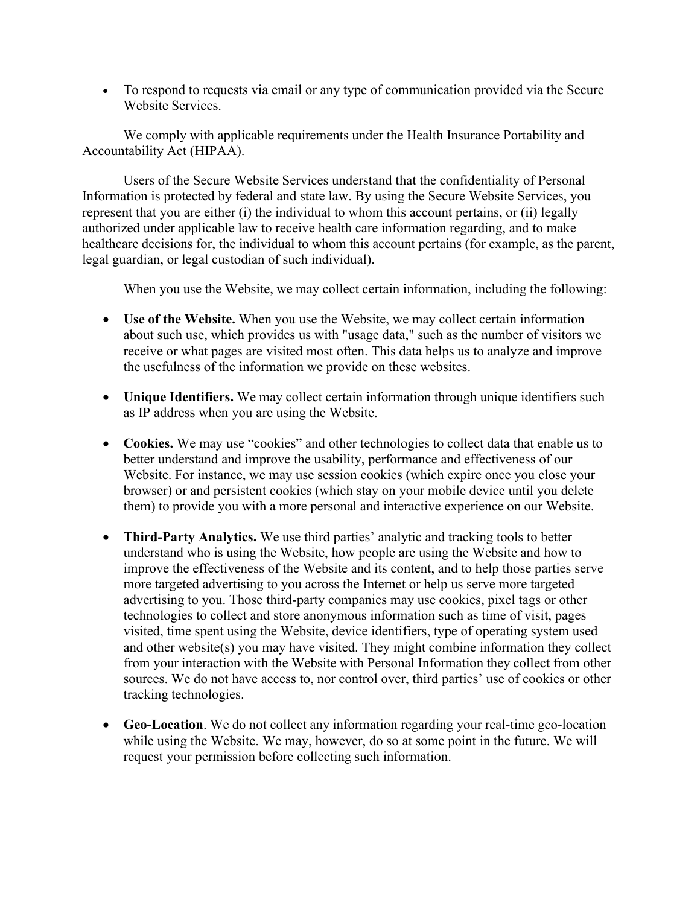- To respond to requests via email or any type of communication provided via the Secure Website Services.

We comply with applicable requirements under the Health Insurance Portability and Accountability Act (HIPAA).

Users of the Secure Website Services understand that the confidentiality of Personal Information is protected by federal and state law. By using the Secure Website Services, you represent that you are either (i) the individual to whom this account pertains, or (ii) legally authorized under applicable law to receive health care information regarding, and to make healthcare decisions for, the individual to whom this account pertains (for example, as the parent, legal guardian, or legal custodian of such individual).

When you use the Website, we may collect certain information, including the following:

- **Use of the Website.** When you use the Website, we may collect certain information about such use, which provides us with "usage data," such as the number of visitors we receive or what pages are visited most often. This data helps us to analyze and improve the usefulness of the information we provide on these websites.

- **Unique Identifiers.** We may collect certain information through unique identifiers such as IP address when you are using the Website.

- **Cookies.** We may use "cookies" and other technologies to collect data that enable us to better understand and improve the usability, performance and effectiveness of our Website. For instance, we may use session cookies (which expire once you close your browser) or and persistent cookies (which stay on your mobile device until you delete them) to provide you with a more personal and interactive experience on our Website.

- **Third-Party Analytics.** We use third parties' analytic and tracking tools to better understand who is using the Website, how people are using the Website and how to improve the effectiveness of the Website and its content, and to help those parties serve more targeted advertising to you across the Internet or help us serve more targeted advertising to you. Those third-party companies may use cookies, pixel tags or other technologies to collect and store anonymous information such as time of visit, pages visited, time spent using the Website, device identifiers, type of operating system used and other website(s) you may have visited. They might combine information they collect from your interaction with the Website with Personal Information they collect from other sources. We do not have access to, nor control over, third parties' use of cookies or other tracking technologies.

- **Geo-Location**. We do not collect any information regarding your real-time geo-location while using the Website. We may, however, do so at some point in the future. We will request your permission before collecting such information.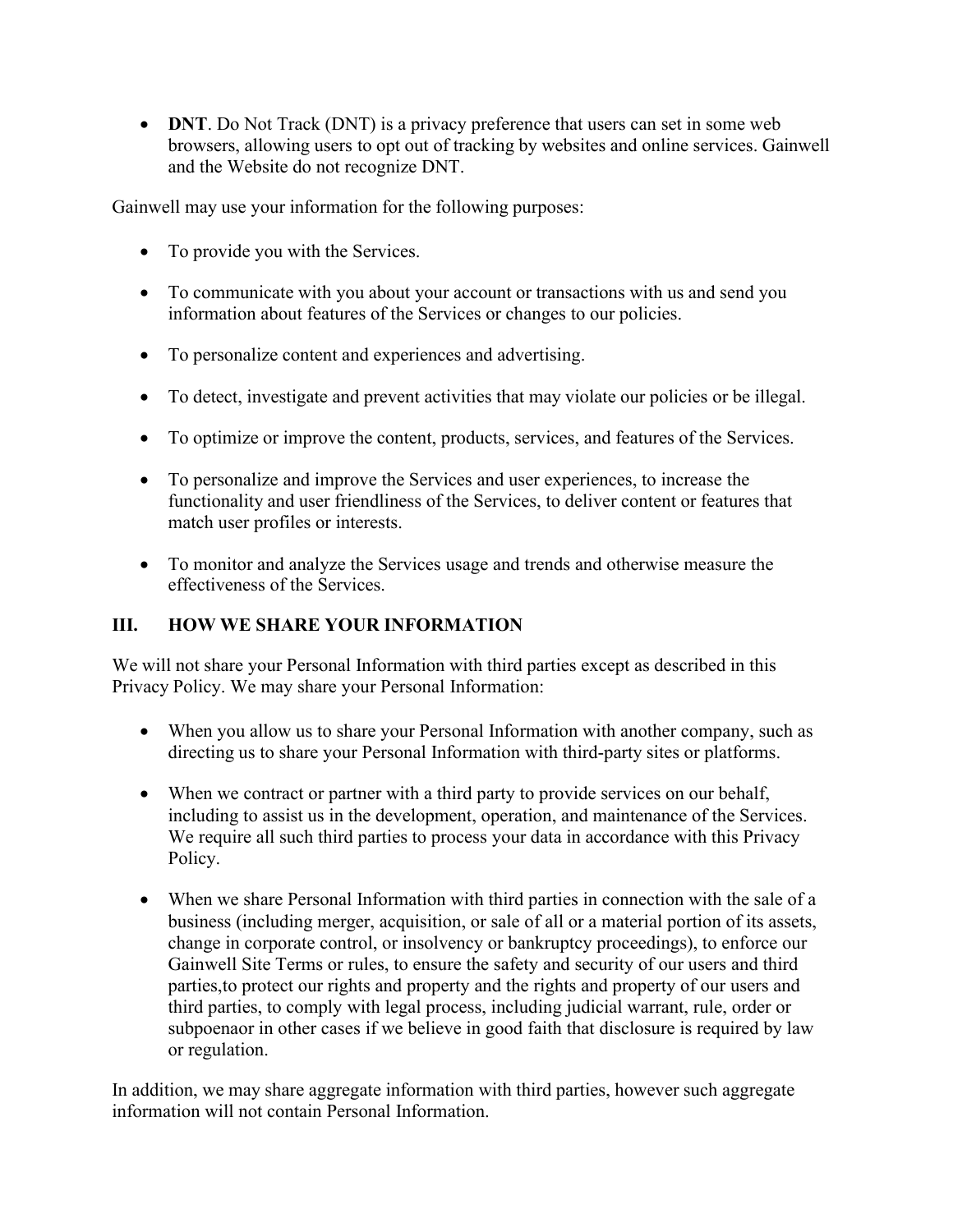- **DNT**. Do Not Track (DNT) is a privacy preference that users can set in some web browsers, allowing users to opt out of tracking by websites and online services. Gainwell and the Website do not recognize DNT.

Gainwell may use your information for the following purposes:

- To provide you with the Services.
- To communicate with you about your account or transactions with us and send you information about features of the Services or changes to our policies.
- To personalize content and experiences and advertising.
- To detect, investigate and prevent activities that may violate our policies or be illegal.
- To optimize or improve the content, products, services, and features of the Services.
- To personalize and improve the Services and user experiences, to increase the functionality and user friendliness of the Services, to deliver content or features that match user profiles or interests.
- To monitor and analyze the Services usage and trends and otherwise measure the effectiveness of the Services.

## III. HOW WE SHARE YOUR INFORMATION

We will not share your Personal Information with third parties except as described in this Privacy Policy. We may share your Personal Information:

- When you allow us to share your Personal Information with another company, such as directing us to share your Personal Information with third-party sites or platforms.
- When we contract or partner with a third party to provide services on our behalf, including to assist us in the development, operation, and maintenance of the Services. We require all such third parties to process your data in accordance with this Privacy Policy.
- When we share Personal Information with third parties in connection with the sale of a business (including merger, acquisition, or sale of all or a material portion of its assets, change in corporate control, or insolvency or bankruptcy proceedings), to enforce our Gainwell Site Terms or rules, to ensure the safety and security of our users and third parties,to protect our rights and property and the rights and property of our users and third parties, to comply with legal process, including judicial warrant, rule, order or subpoenaor in other cases if we believe in good faith that disclosure is required by law or regulation.

In addition, we may share aggregate information with third parties, however such aggregate information will not contain Personal Information.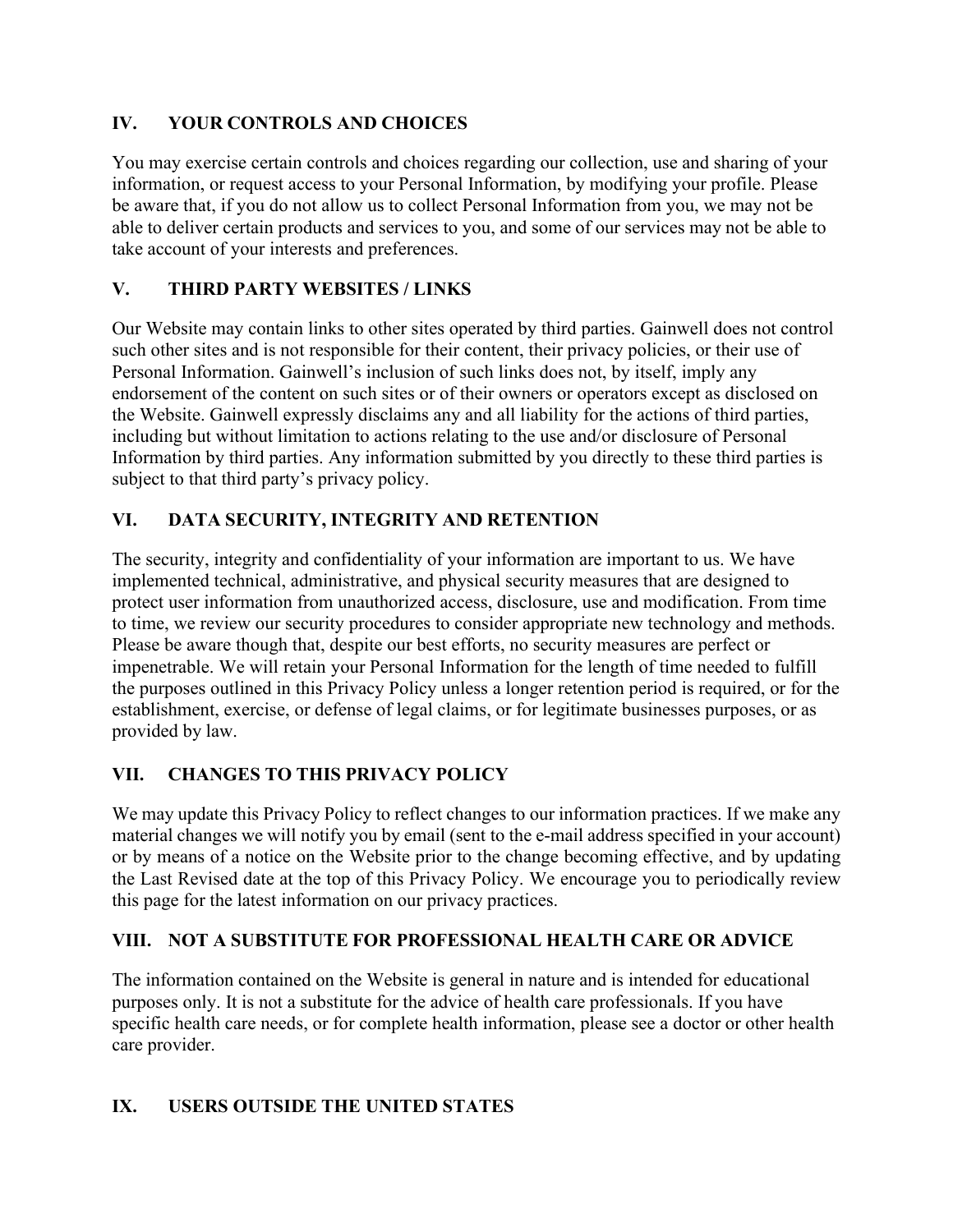## IV. YOUR CONTROLS AND CHOICES

You may exercise certain controls and choices regarding our collection, use and sharing of your information, or request access to your Personal Information, by modifying your profile. Please be aware that, if you do not allow us to collect Personal Information from you, we may not be able to deliver certain products and services to you, and some of our services may not be able to take account of your interests and preferences.

## V. THIRD PARTY WEBSITES / LINKS

Our Website may contain links to other sites operated by third parties. Gainwell does not control such other sites and is not responsible for their content, their privacy policies, or their use of Personal Information. Gainwell's inclusion of such links does not, by itself, imply any endorsement of the content on such sites or of their owners or operators except as disclosed on the Website. Gainwell expressly disclaims any and all liability for the actions of third parties, including but without limitation to actions relating to the use and/or disclosure of Personal Information by third parties. Any information submitted by you directly to these third parties is subject to that third party's privacy policy.

## VI. DATA SECURITY, INTEGRITY AND RETENTION

The security, integrity and confidentiality of your information are important to us. We have implemented technical, administrative, and physical security measures that are designed to protect user information from unauthorized access, disclosure, use and modification. From time to time, we review our security procedures to consider appropriate new technology and methods. Please be aware though that, despite our best efforts, no security measures are perfect or impenetrable. We will retain your Personal Information for the length of time needed to fulfill the purposes outlined in this Privacy Policy unless a longer retention period is required, or for the establishment, exercise, or defense of legal claims, or for legitimate businesses purposes, or as provided by law.

## VII. CHANGES TO THIS PRIVACY POLICY

We may update this Privacy Policy to reflect changes to our information practices. If we make any material changes we will notify you by email (sent to the e-mail address specified in your account) or by means of a notice on the Website prior to the change becoming effective, and by updating the Last Revised date at the top of this Privacy Policy. We encourage you to periodically review this page for the latest information on our privacy practices.

## VIII. NOT A SUBSTITUTE FOR PROFESSIONAL HEALTH CARE OR ADVICE

The information contained on the Website is general in nature and is intended for educational purposes only. It is not a substitute for the advice of health care professionals. If you have specific health care needs, or for complete health information, please see a doctor or other health care provider.

## IX. USERS OUTSIDE THE UNITED STATES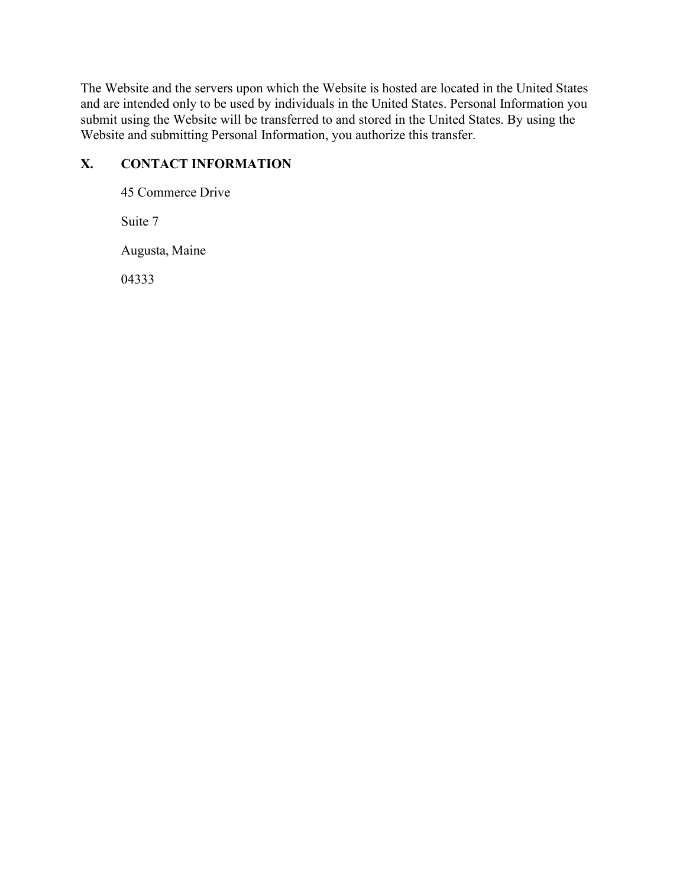The Website and the servers upon which the Website is hosted are located in the United States and are intended only to be used by individuals in the United States. Personal Information you submit using the Website will be transferred to and stored in the United States. By using the Website and submitting Personal Information, you authorize this transfer.

## X. CONTACT INFORMATION

45 Commerce Drive

Suite 7

Augusta, Maine

04333